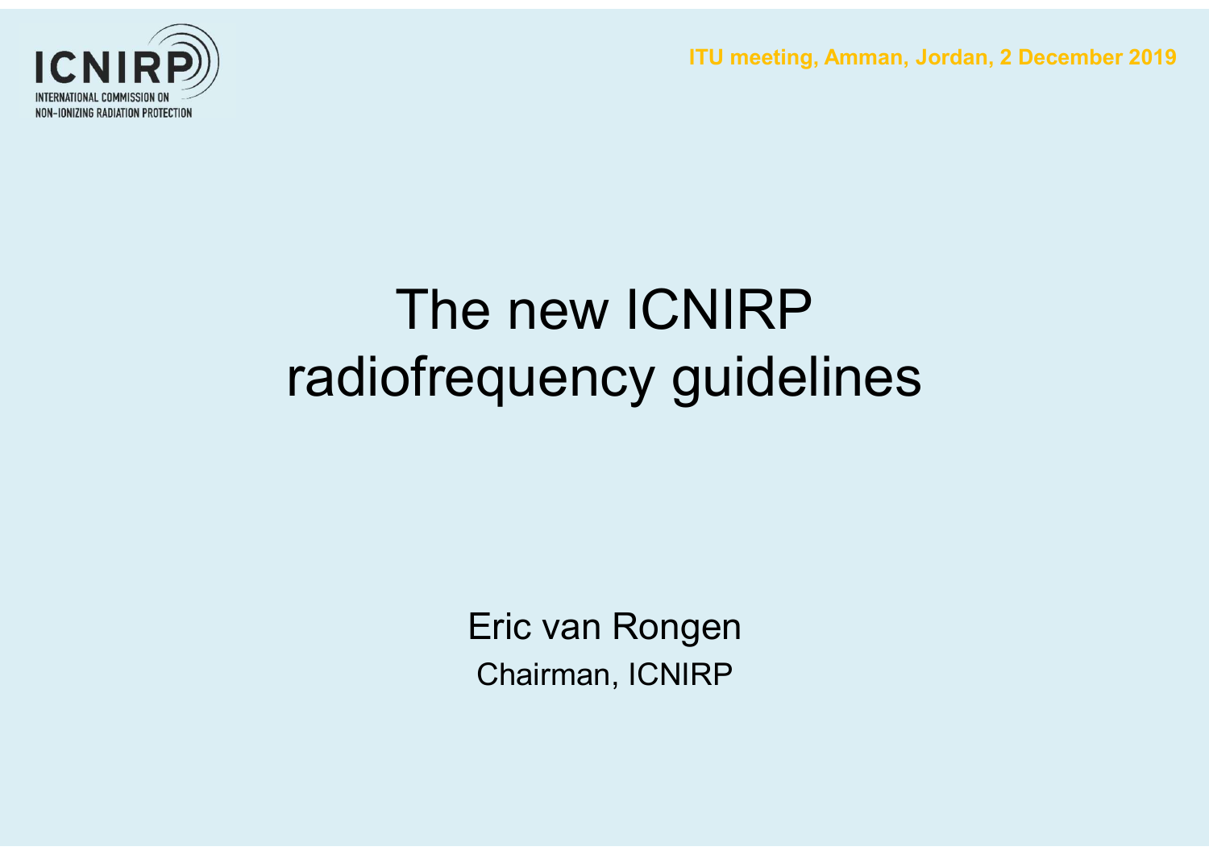ICNIRP

INTERNATIONAL COMMISSION ON NON-IONIZING RADIATION PROTECTION

ITU meeting, Amman, Jordan, 2 December 2019

# The new ICNIRP radiofrequency guidelines

Eric van Rongen

Chairman, ICNIRP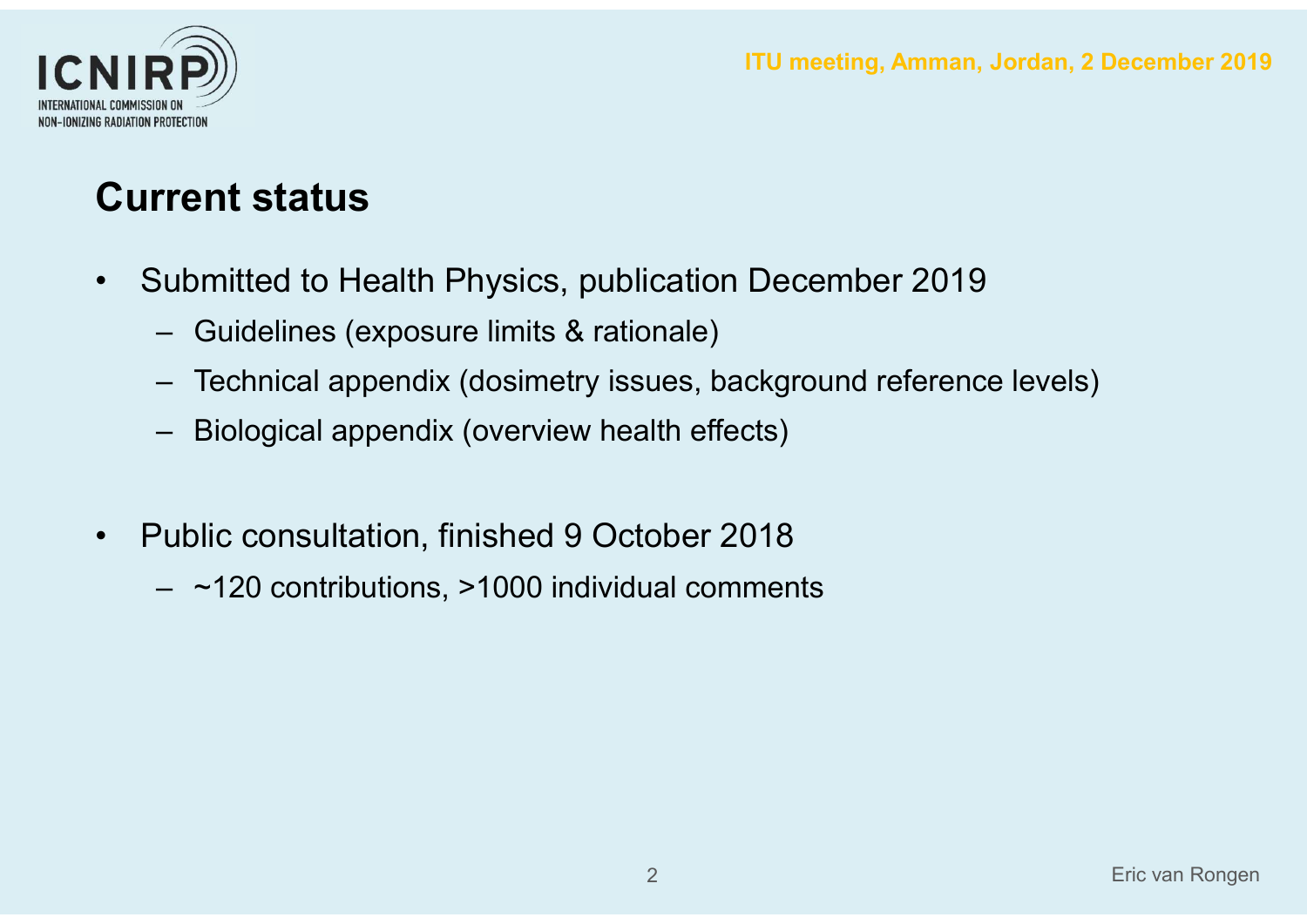# Current status

- Submitted to Health Physics, publication December 2019
  - Guidelines (exposure limits & rationale)
  - Technical appendix (dosimetry issues, background reference levels)
  - Biological appendix (overview health effects)

- Public consultation, finished 9 October 2018
  - ~120 contributions, >1000 individual comments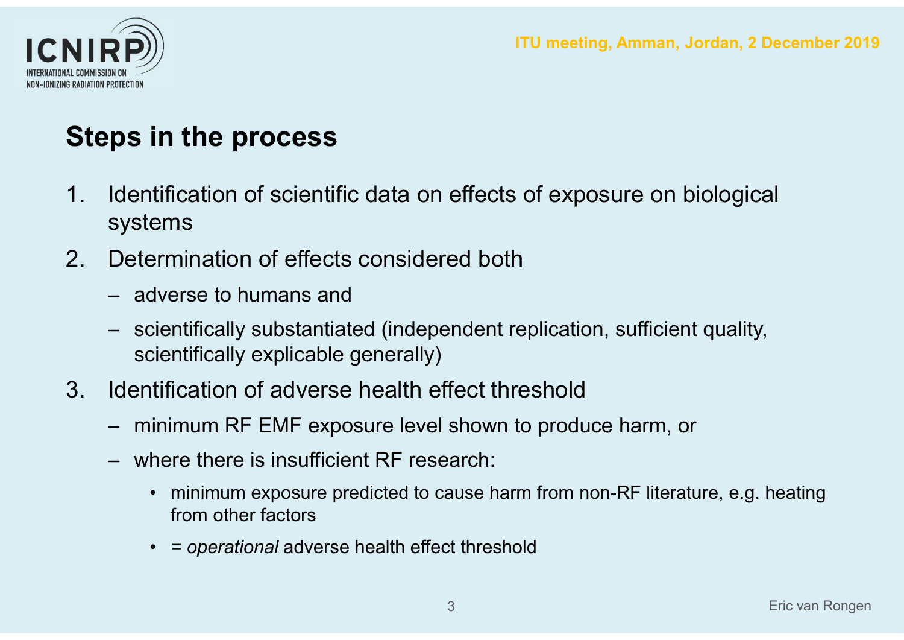## Steps in the process

1. Identification of scientific data on effects of exposure on biological systems
2. Determination of effects considered both
   - adverse to humans and
   - scientifically substantiated (independent replication, sufficient quality, scientifically explicable generally)
3. Identification of adverse health effect threshold
   - minimum RF EMF exposure level shown to produce harm, or
   - where there is insufficient RF research:
     - minimum exposure predicted to cause harm from non-RF literature, e.g. heating from other factors
     - = *operational* adverse health effect threshold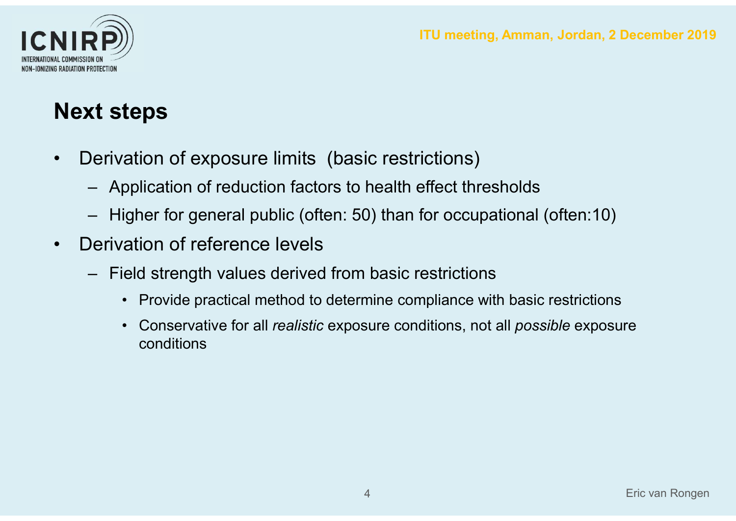## Next steps

- Derivation of exposure limits (basic restrictions)
  - Application of reduction factors to health effect thresholds
  - Higher for general public (often: 50) than for occupational (often:10)
- Derivation of reference levels
  - Field strength values derived from basic restrictions
    - Provide practical method to determine compliance with basic restrictions
    - Conservative for all *realistic* exposure conditions, not all *possible* exposure conditions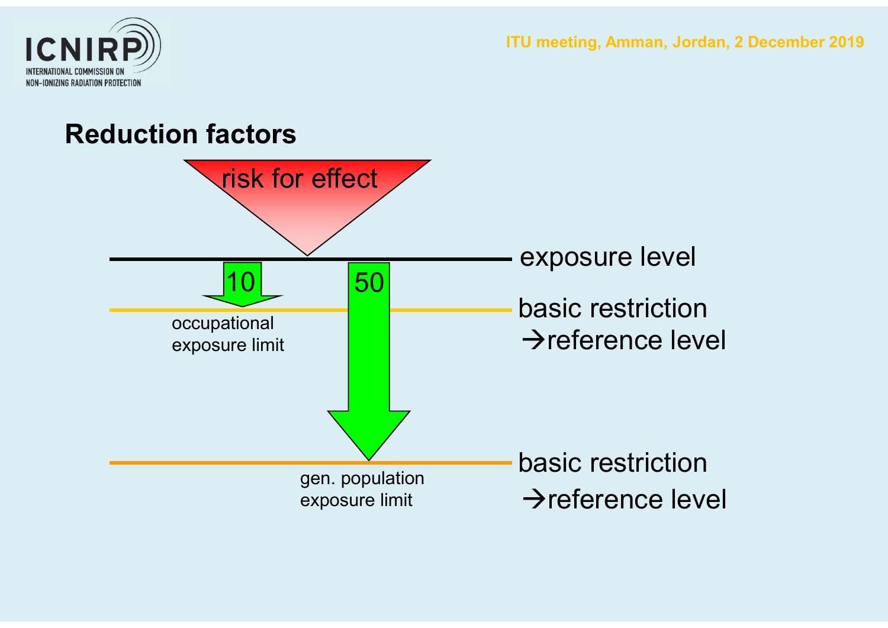## Reduction factors

risk for effect

exposure level

10

50

occupational exposure limit

basic restriction
→reference level

gen. population exposure limit

basic restriction
→reference level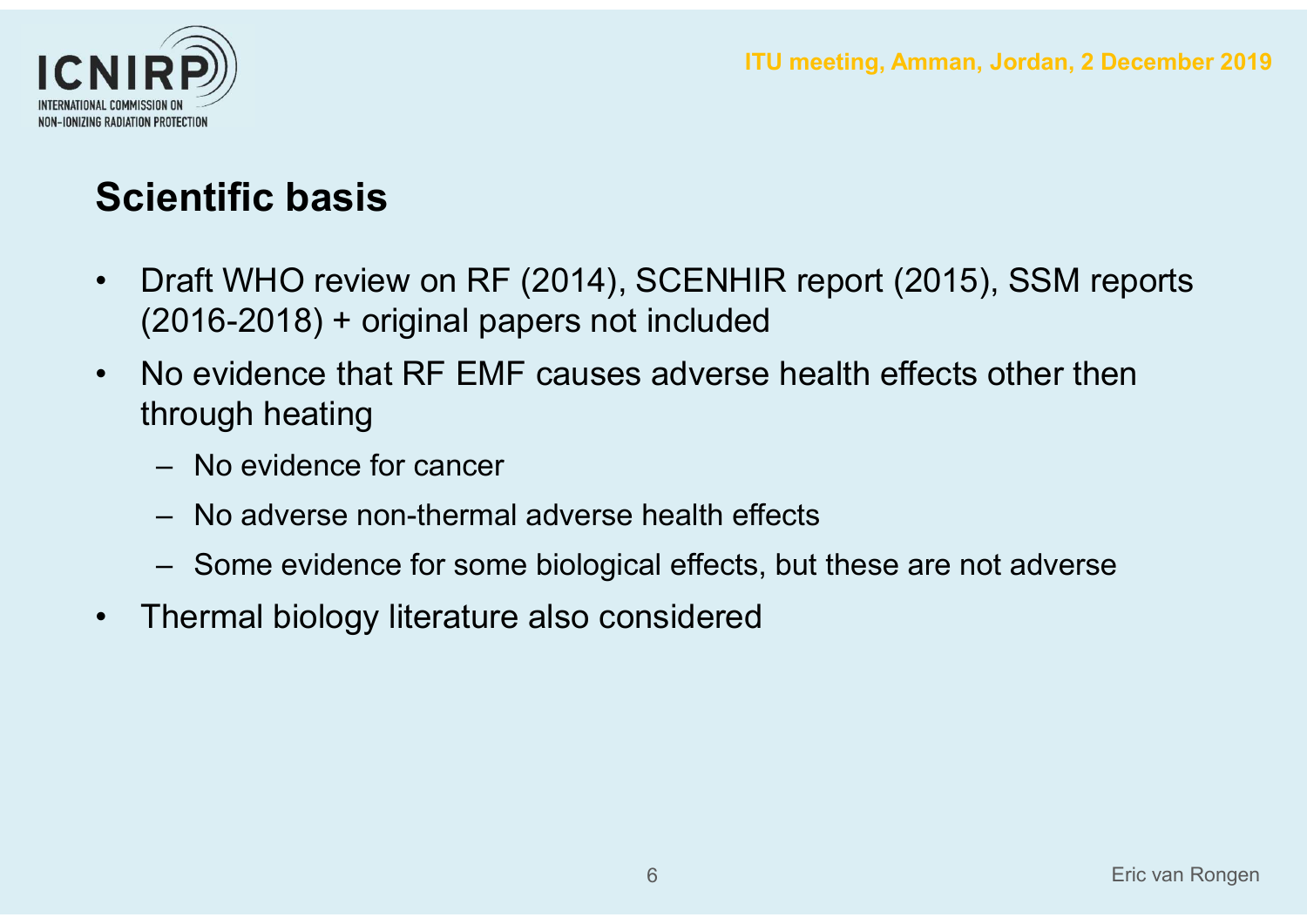## Scientific basis

- Draft WHO review on RF (2014), SCENHIR report (2015), SSM reports (2016-2018) + original papers not included
- No evidence that RF EMF causes adverse health effects other then through heating
  - No evidence for cancer
  - No adverse non-thermal adverse health effects
  - Some evidence for some biological effects, but these are not adverse
- Thermal biology literature also considered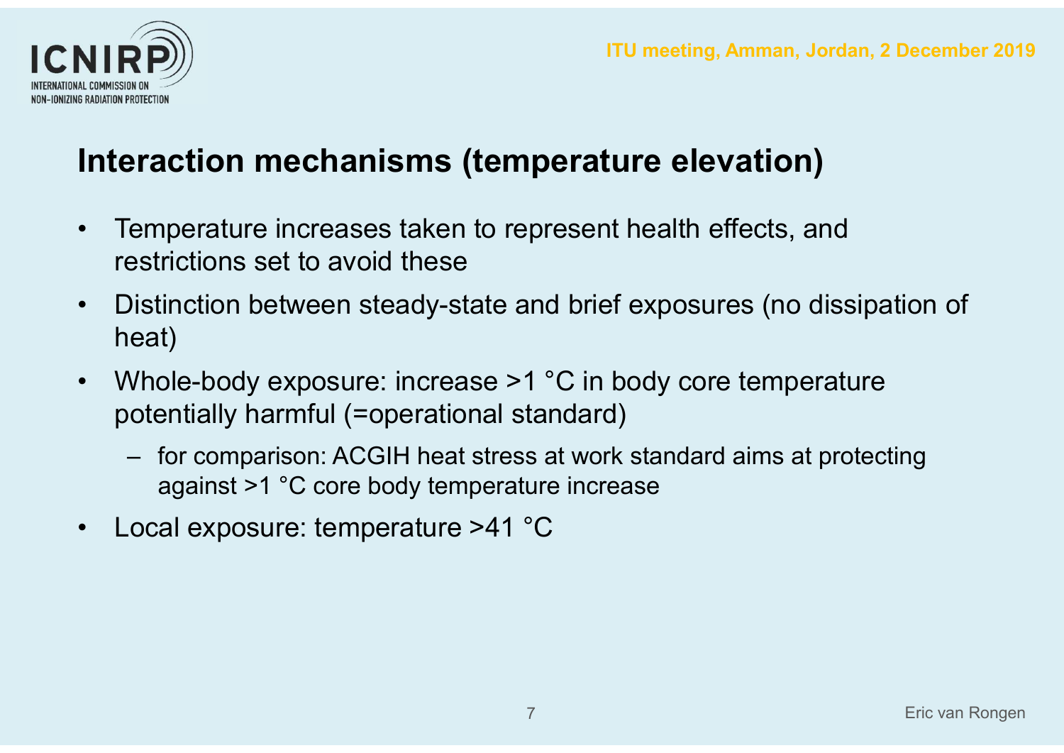## Interaction mechanisms (temperature elevation)

- Temperature increases taken to represent health effects, and restrictions set to avoid these
- Distinction between steady-state and brief exposures (no dissipation of heat)
- Whole-body exposure: increase >1 °C in body core temperature potentially harmful (=operational standard)
  - for comparison: ACGIH heat stress at work standard aims at protecting against >1 °C core body temperature increase
- Local exposure: temperature >41 °C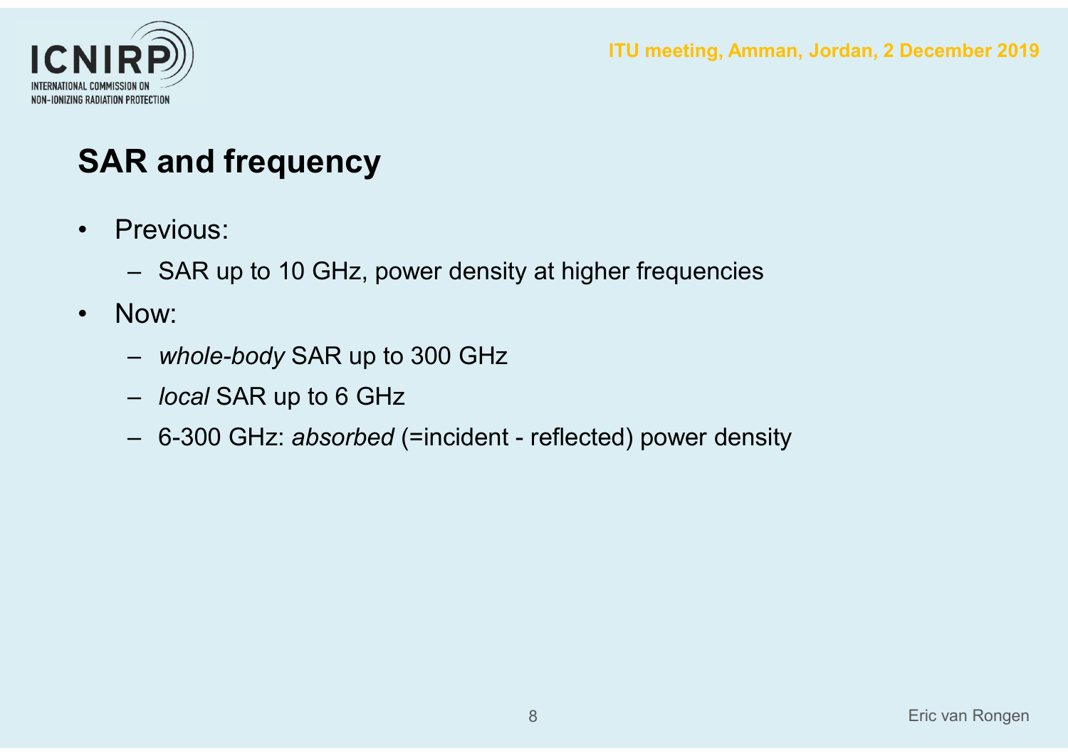## SAR and frequency

- Previous:
  - SAR up to 10 GHz, power density at higher frequencies
- Now:
  - *whole-body* SAR up to 300 GHz
  - *local* SAR up to 6 GHz
  - 6-300 GHz: *absorbed* (=incident - reflected) power density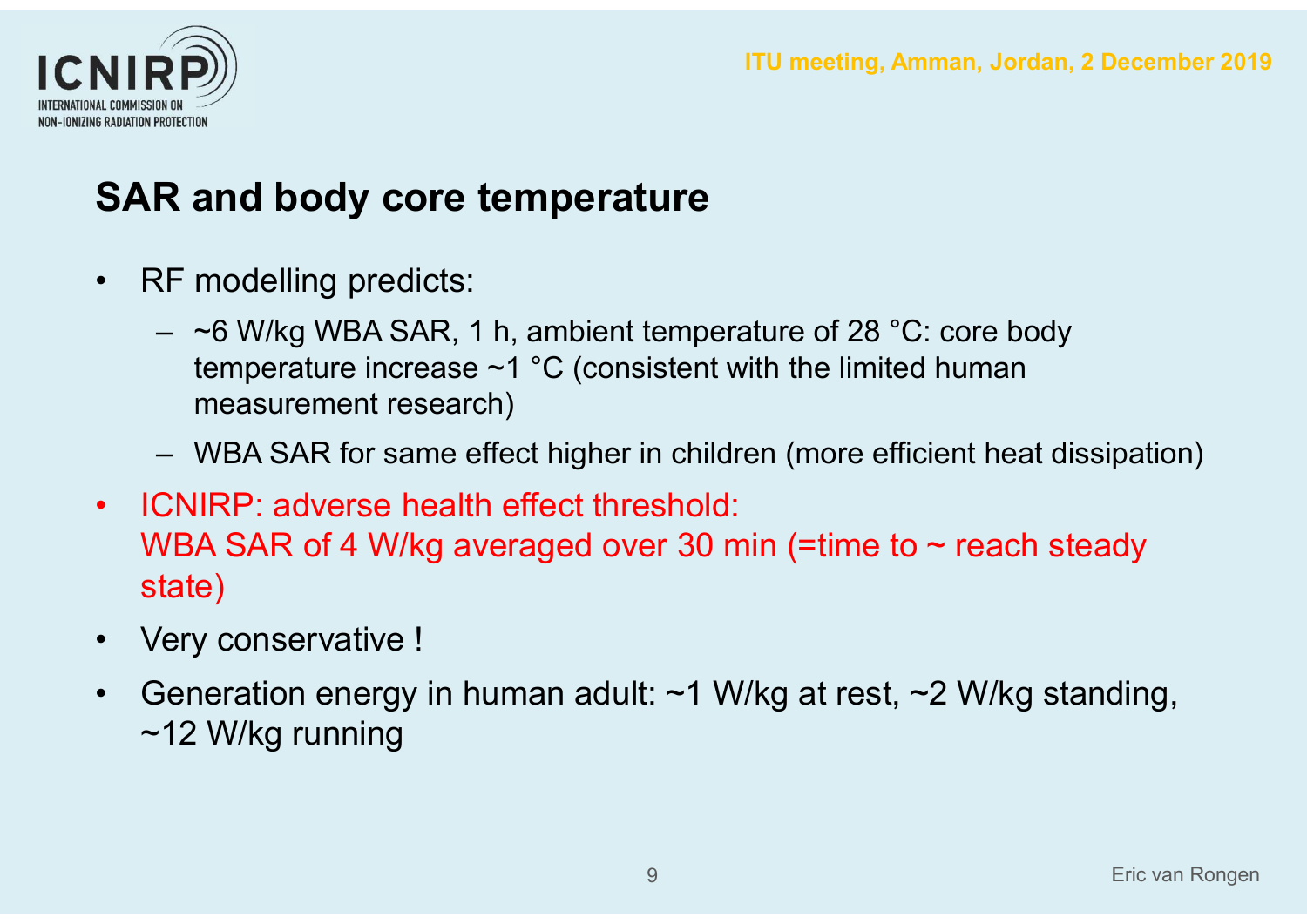## SAR and body core temperature

- RF modelling predicts:
  - ~6 W/kg WBA SAR, 1 h, ambient temperature of 28 °C: core body temperature increase ~1 °C (consistent with the limited human measurement research)
  - WBA SAR for same effect higher in children (more efficient heat dissipation)
- ICNIRP: adverse health effect threshold:
  WBA SAR of 4 W/kg averaged over 30 min (=time to ~ reach steady state)
- Very conservative !
- Generation energy in human adult: ~1 W/kg at rest, ~2 W/kg standing, ~12 W/kg running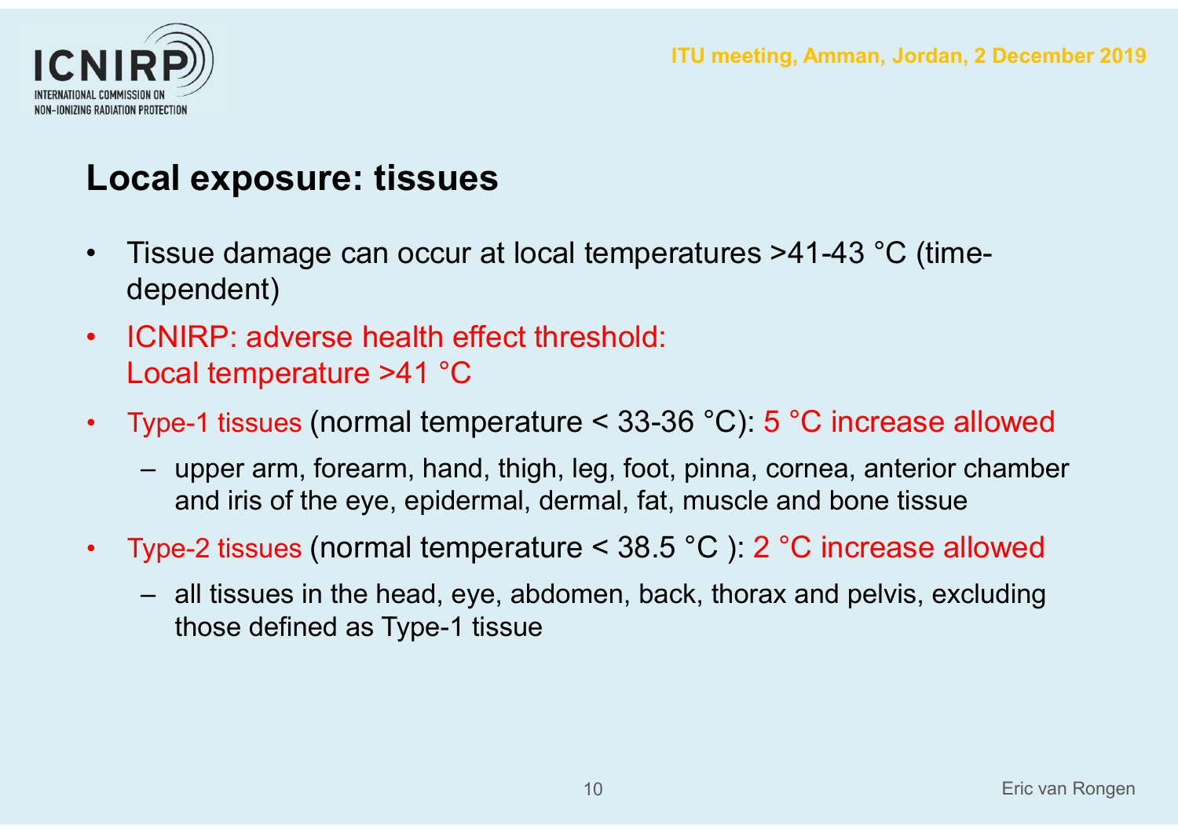## Local exposure: tissues

- Tissue damage can occur at local temperatures >41-43 °C (time-dependent)
- ICNIRP: adverse health effect threshold:
  Local temperature >41 °C
- Type-1 tissues (normal temperature < 33-36 °C): 5 °C increase allowed
  - upper arm, forearm, hand, thigh, leg, foot, pinna, cornea, anterior chamber and iris of the eye, epidermal, dermal, fat, muscle and bone tissue
- Type-2 tissues (normal temperature < 38.5 °C ): 2 °C increase allowed
  - all tissues in the head, eye, abdomen, back, thorax and pelvis, excluding those defined as Type-1 tissue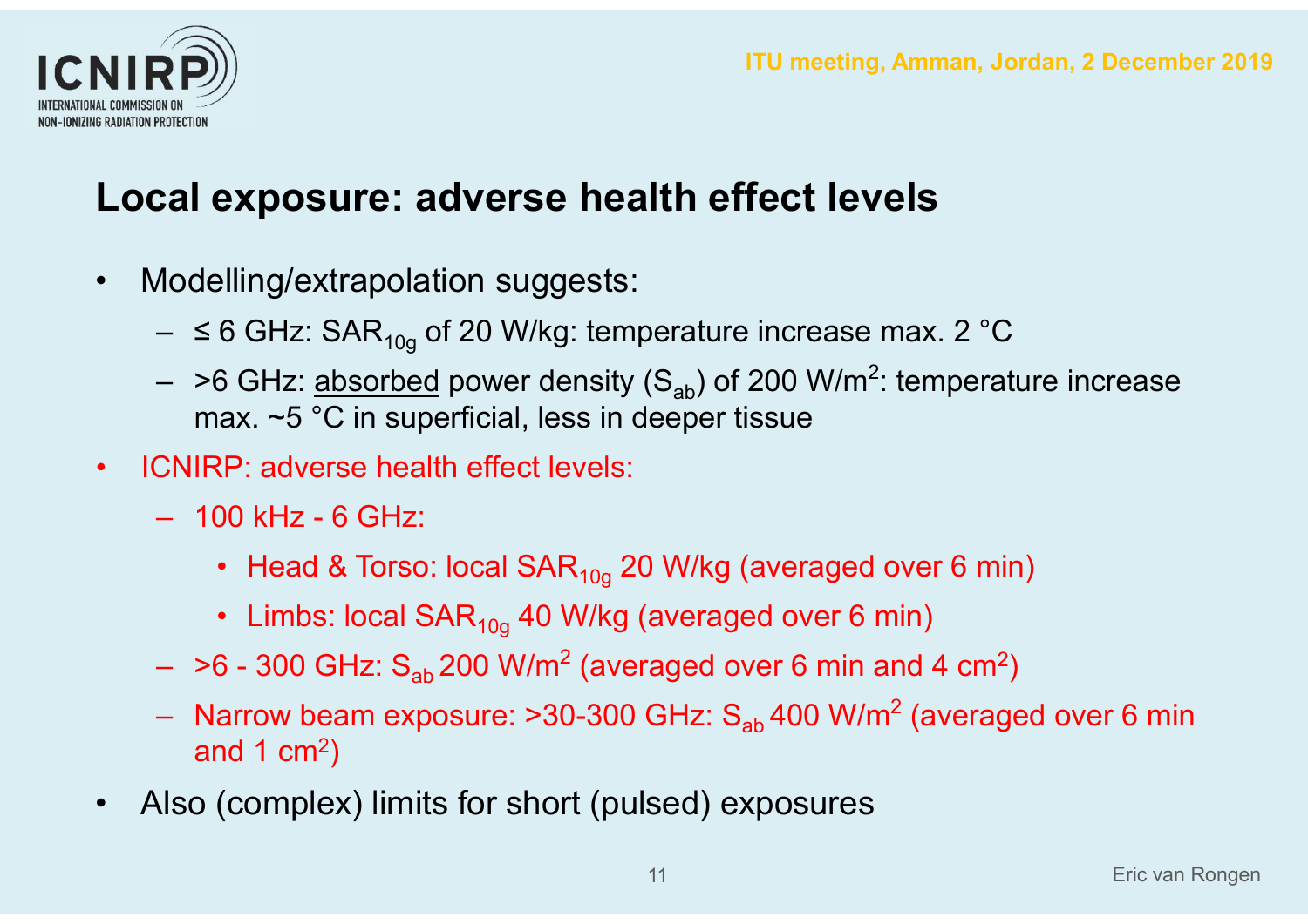## Local exposure: adverse health effect levels

- Modelling/extrapolation suggests:
  - ≤ 6 GHz: $SAR_{10g}$ of 20 W/kg: temperature increase max. 2 °C
  - >6 GHz: absorbed power density ($S_{ab}$) of 200 W/m$^2$: temperature increase max. ~5 °C in superficial, less in deeper tissue
- ICNIRP: adverse health effect levels:
  - 100 kHz - 6 GHz:
    - Head & Torso: local $SAR_{10g}$ 20 W/kg (averaged over 6 min)
    - Limbs: local $SAR_{10g}$ 40 W/kg (averaged over 6 min)
  - >6 - 300 GHz: $S_{ab}$ 200 W/m$^2$ (averaged over 6 min and 4 cm$^2$)
  - Narrow beam exposure: >30-300 GHz: $S_{ab}$ 400 W/m$^2$ (averaged over 6 min and 1 cm$^2$)
- Also (complex) limits for short (pulsed) exposures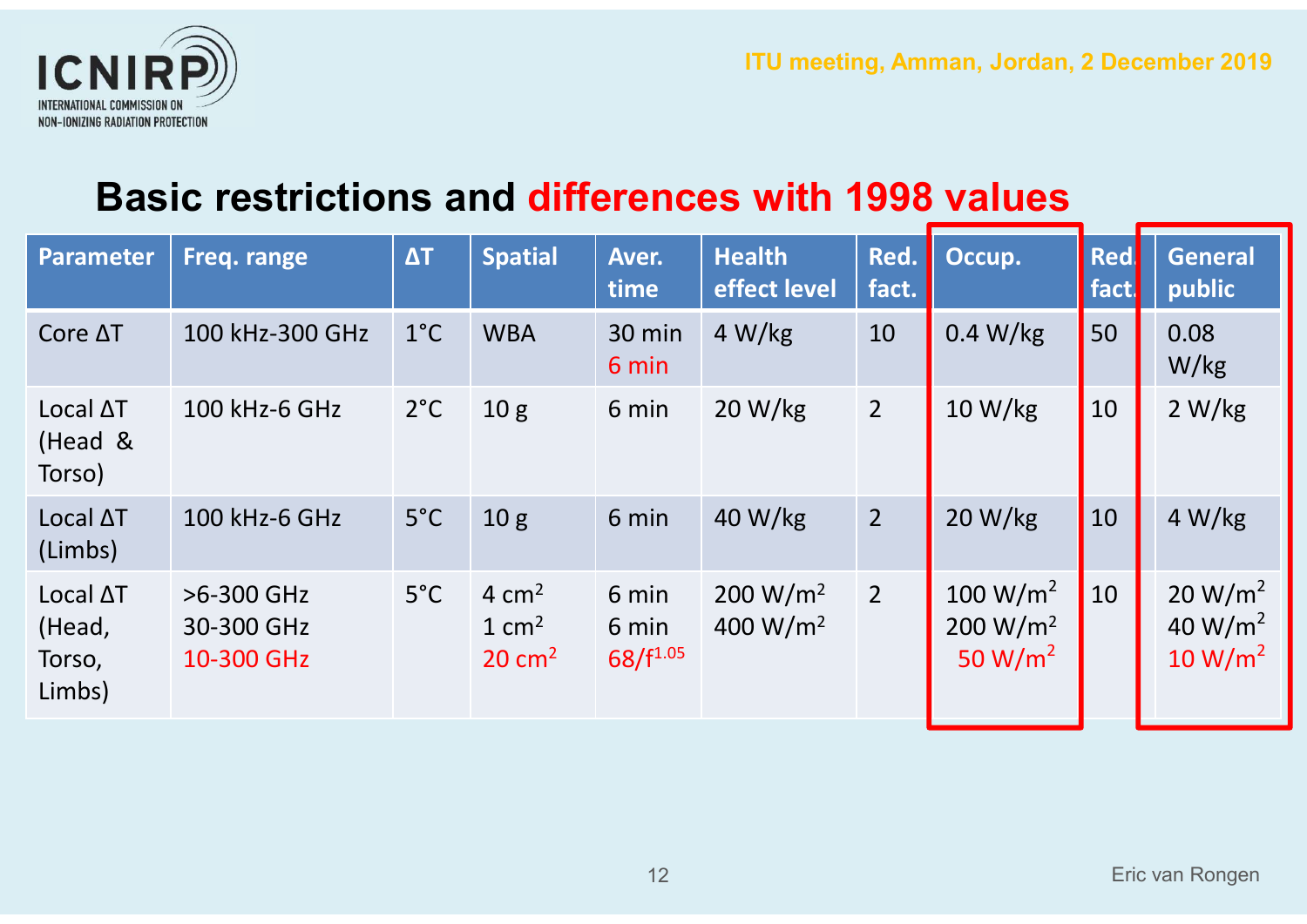## Basic restrictions and differences with 1998 values

| Parameter | Freq. range | ΔT | Spatial | Aver. time | Health effect level | Red. fact. | Occup. | Red. fact. | General public |
|---|---|---|---|---|---|---|---|---|---|
| Core ΔT | 100 kHz-300 GHz | 1°C | WBA | 30 min<br>6 min | 4 W/kg | 10 | 0.4 W/kg | 50 | 0.08 W/kg |
| Local ΔT (Head & Torso) | 100 kHz-6 GHz | 2°C | 10 g | 6 min | 20 W/kg | 2 | 10 W/kg | 10 | 2 W/kg |
| Local ΔT (Limbs) | 100 kHz-6 GHz | 5°C | 10 g | 6 min | 40 W/kg | 2 | 20 W/kg | 10 | 4 W/kg |
| Local ΔT (Head, Torso, Limbs) | >6-300 GHz<br>30-300 GHz<br>10-300 GHz | 5°C | 4 cm$^2$<br>1 cm$^2$<br>20 cm$^2$ | 6 min<br>6 min<br>$68/f^{1.05}$ | 200 W/m$^2$<br>400 W/m$^2$ | 2 | 100 W/m$^2$<br>200 W/m$^2$<br>50 W/m$^2$ | 10 | 20 W/m$^2$<br>40 W/m$^2$<br>10 W/m$^2$ |

Eric van Rongen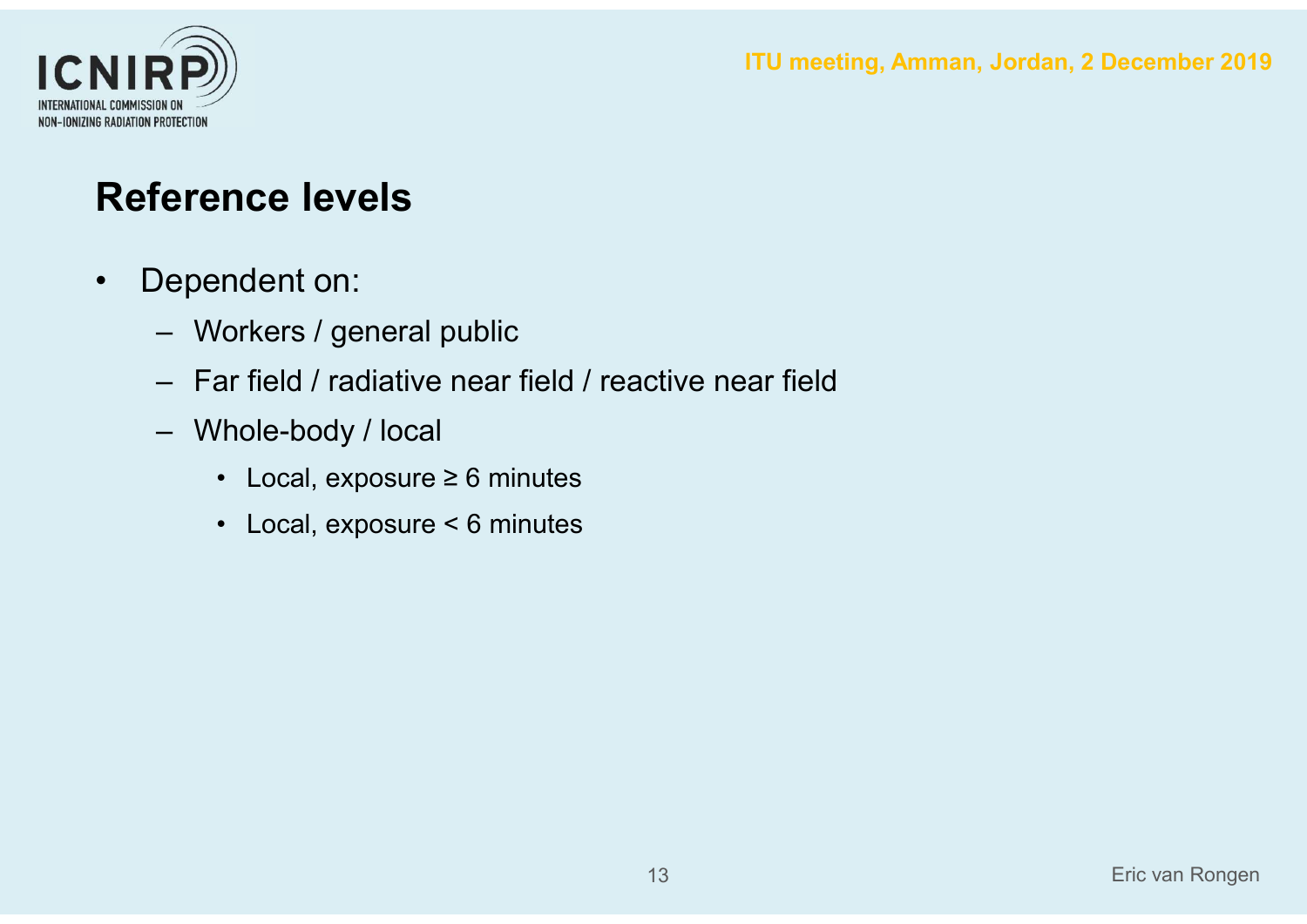## Reference levels

- Dependent on:
  - Workers / general public
  - Far field / radiative near field / reactive near field
  - Whole-body / local
    - Local, exposure ≥ 6 minutes
    - Local, exposure < 6 minutes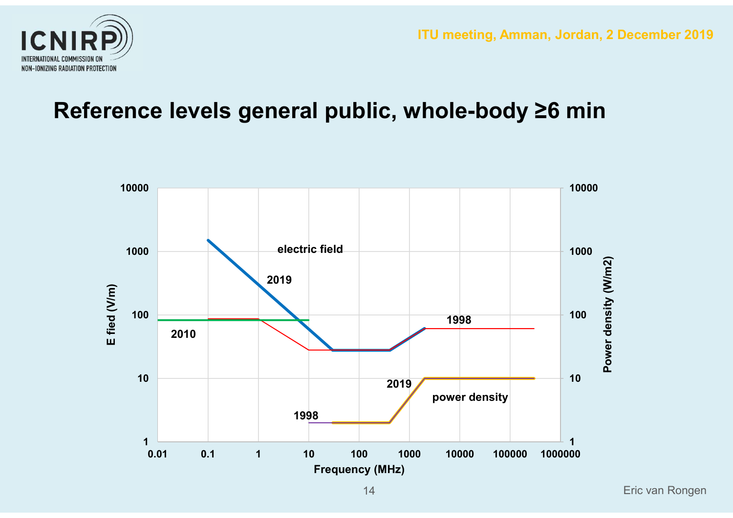# Reference levels general public, whole-body ≥6 min

E fied (V/m)

Power density (W/m2)

10000
1000
100
10
1

10000
1000
100
10
1

0.01
0.1
1
10
100
1000
10000
100000
1000000

Frequency (MHz)

electric field

2019

2010

1998

2019

power density

1998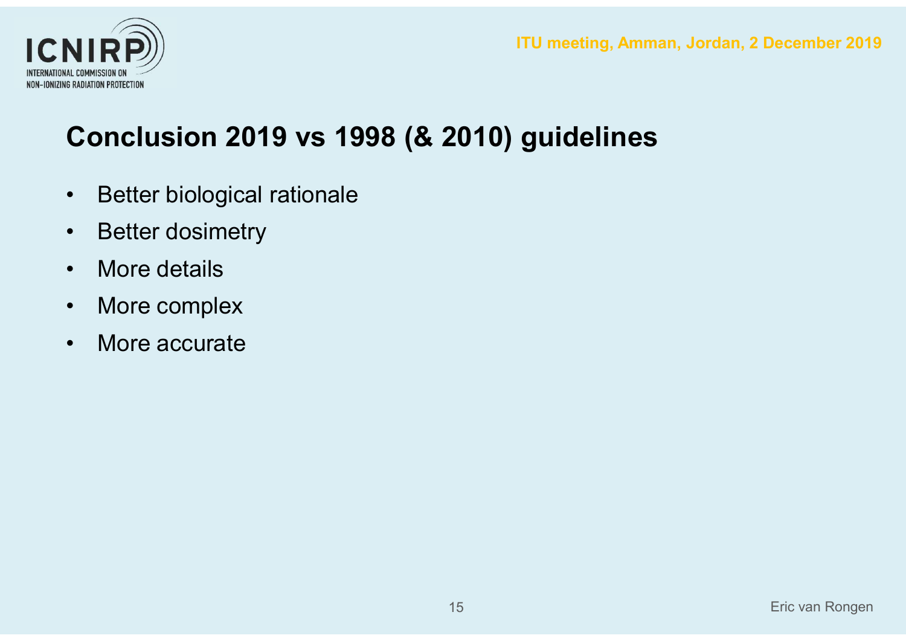## Conclusion 2019 vs 1998 (& 2010) guidelines

- Better biological rationale
- Better dosimetry
- More details
- More complex
- More accurate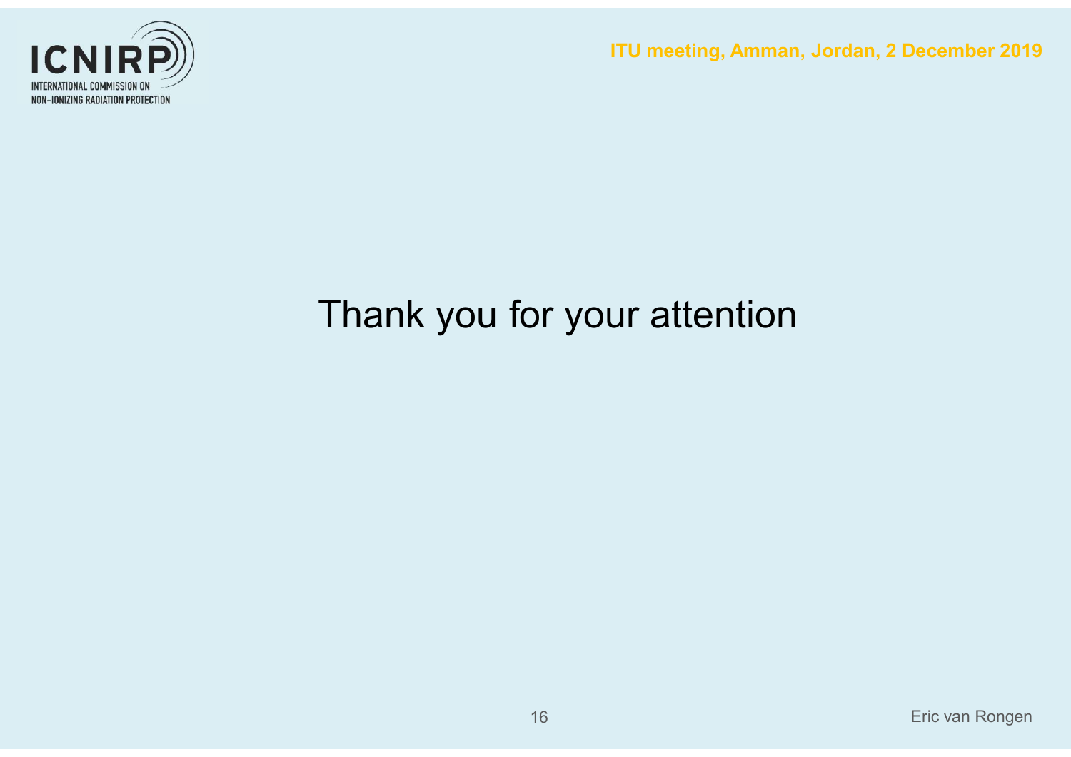Thank you for your attention